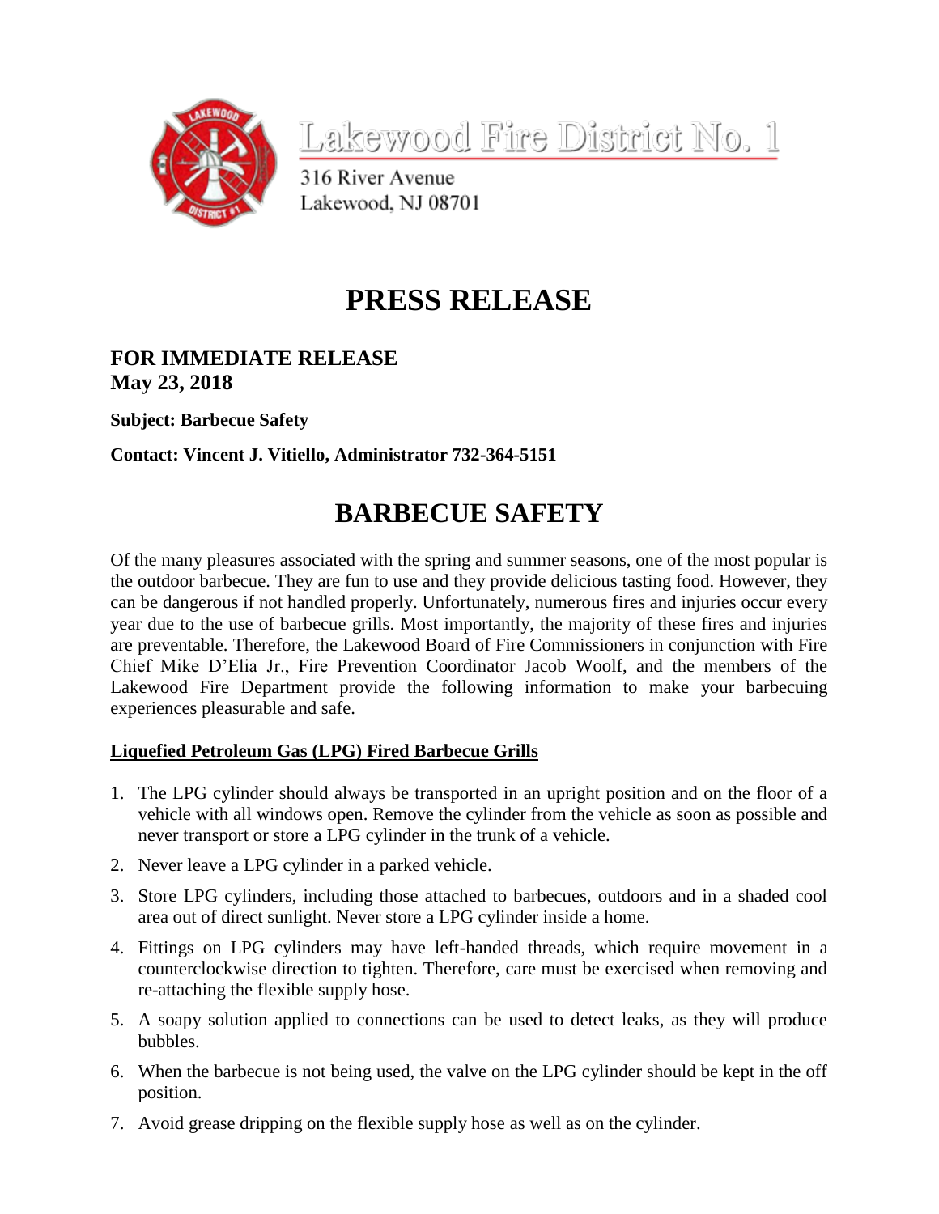Lakewood Fire District No. 1

316 River Avenue
Lakewood, NJ 08701

# PRESS RELEASE

**FOR IMMEDIATE RELEASE**
**May 23, 2018**

**Subject: Barbecue Safety**

**Contact: Vincent J. Vitiello, Administrator 732-364-5151**

# BARBECUE SAFETY

Of the many pleasures associated with the spring and summer seasons, one of the most popular is the outdoor barbecue. They are fun to use and they provide delicious tasting food. However, they can be dangerous if not handled properly. Unfortunately, numerous fires and injuries occur every year due to the use of barbecue grills. Most importantly, the majority of these fires and injuries are preventable. Therefore, the Lakewood Board of Fire Commissioners in conjunction with Fire Chief Mike D'Elia Jr., Fire Prevention Coordinator Jacob Woolf, and the members of the Lakewood Fire Department provide the following information to make your barbecuing experiences pleasurable and safe.

## Liquefied Petroleum Gas (LPG) Fired Barbecue Grills

1. The LPG cylinder should always be transported in an upright position and on the floor of a vehicle with all windows open. Remove the cylinder from the vehicle as soon as possible and never transport or store a LPG cylinder in the trunk of a vehicle.
2. Never leave a LPG cylinder in a parked vehicle.
3. Store LPG cylinders, including those attached to barbecues, outdoors and in a shaded cool area out of direct sunlight. Never store a LPG cylinder inside a home.
4. Fittings on LPG cylinders may have left-handed threads, which require movement in a counterclockwise direction to tighten. Therefore, care must be exercised when removing and re-attaching the flexible supply hose.
5. A soapy solution applied to connections can be used to detect leaks, as they will produce bubbles.
6. When the barbecue is not being used, the valve on the LPG cylinder should be kept in the off position.
7. Avoid grease dripping on the flexible supply hose as well as on the cylinder.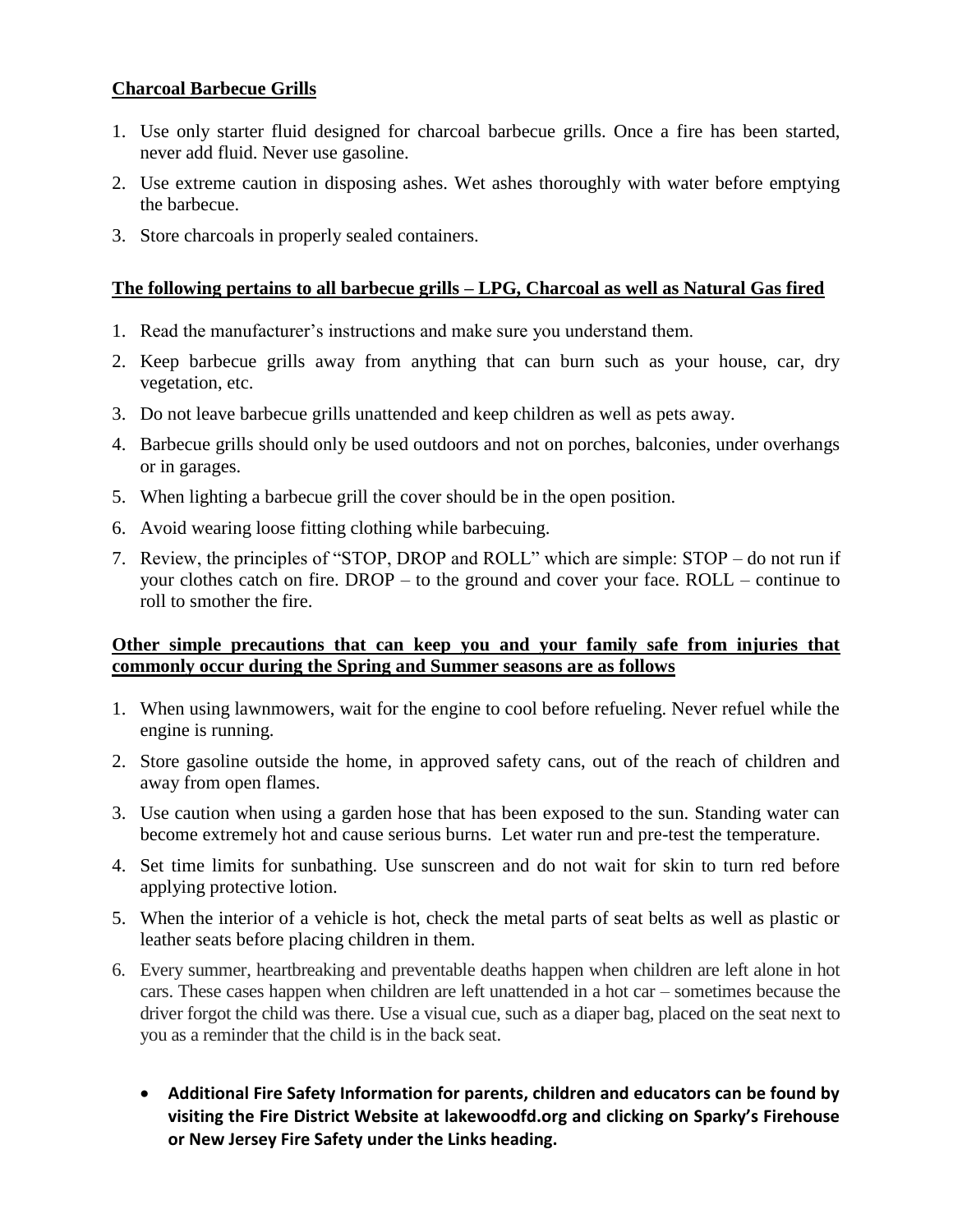**Charcoal Barbecue Grills**

1. Use only starter fluid designed for charcoal barbecue grills. Once a fire has been started, never add fluid. Never use gasoline.
2. Use extreme caution in disposing ashes. Wet ashes thoroughly with water before emptying the barbecue.
3. Store charcoals in properly sealed containers.

**The following pertains to all barbecue grills – LPG, Charcoal as well as Natural Gas fired**

1. Read the manufacturer's instructions and make sure you understand them.
2. Keep barbecue grills away from anything that can burn such as your house, car, dry vegetation, etc.
3. Do not leave barbecue grills unattended and keep children as well as pets away.
4. Barbecue grills should only be used outdoors and not on porches, balconies, under overhangs or in garages.
5. When lighting a barbecue grill the cover should be in the open position.
6. Avoid wearing loose fitting clothing while barbecuing.
7. Review, the principles of "STOP, DROP and ROLL" which are simple: STOP – do not run if your clothes catch on fire. DROP – to the ground and cover your face. ROLL – continue to roll to smother the fire.

**Other simple precautions that can keep you and your family safe from injuries that commonly occur during the Spring and Summer seasons are as follows**

1. When using lawnmowers, wait for the engine to cool before refueling. Never refuel while the engine is running.
2. Store gasoline outside the home, in approved safety cans, out of the reach of children and away from open flames.
3. Use caution when using a garden hose that has been exposed to the sun. Standing water can become extremely hot and cause serious burns. Let water run and pre-test the temperature.
4. Set time limits for sunbathing. Use sunscreen and do not wait for skin to turn red before applying protective lotion.
5. When the interior of a vehicle is hot, check the metal parts of seat belts as well as plastic or leather seats before placing children in them.
6. Every summer, heartbreaking and preventable deaths happen when children are left alone in hot cars. These cases happen when children are left unattended in a hot car – sometimes because the driver forgot the child was there. Use a visual cue, such as a diaper bag, placed on the seat next to you as a reminder that the child is in the back seat.

- **Additional Fire Safety Information for parents, children and educators can be found by visiting the Fire District Website at lakewoodfd.org and clicking on Sparky's Firehouse or New Jersey Fire Safety under the Links heading.**